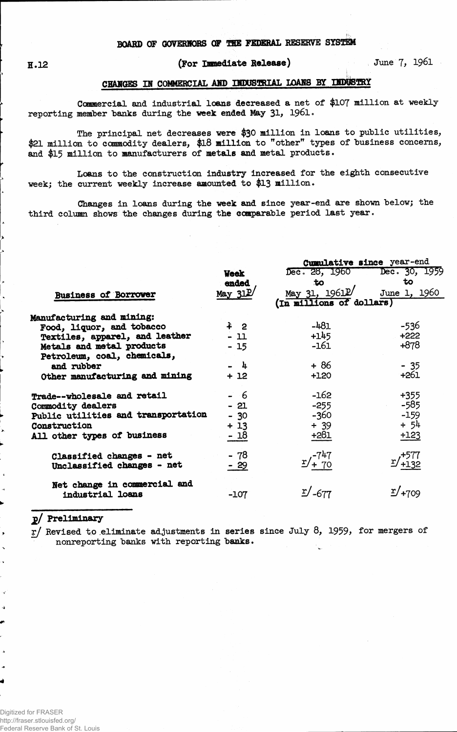BOARD OF GOVERNORS OF THE FEDERAL RESERVE SYSTEM

H.12 (For Immediate Release) June 7, 1961

## CHANGES IN COMMERCIAL AND INDUSTRIAL LOANS BY INDUSTRY

Commercial and industrial loans decreased a net of $107 million at weekly reporting member banks during the week ended May 31, 1961.

The principal net decreases were $30 million in loans to public utilities, $21 million to commodity dealers, $18 million to "other" types of business concerns, and $15 million to manufacturers of metals and metal products.

Loans to the construction industry increased for the eighth consecutive week; the current weekly increase amounted to $13 million.

Changes in loans during the week and since year-end are shown below; the third column shows the changes during the comparable period last year.

| Business of Borrower | Week ended May 31 p/ | Cumulative since year-end: Dec. 28, 1960 to May 31, 1961 p/ | Cumulative since year-end: Dec. 30, 1959 to June 1, 1960 |
|---|---|---|---|
| | (In millions of dollars) | | |
| Manufacturing and mining: | | | |
| Food, liquor, and tobacco | + 2 | -481 | -536 |
| Textiles, apparel, and leather | - 11 | +145 | +222 |
| Metals and metal products | - 15 | -161 | +878 |
| Petroleum, coal, chemicals, and rubber | - 4 | + 86 | - 35 |
| Other manufacturing and mining | + 12 | +120 | +261 |
| Trade--wholesale and retail | - 6 | -162 | +355 |
| Commodity dealers | - 21 | -255 | -585 |
| Public utilities and transportation | - 30 | -360 | -159 |
| Construction | + 13 | + 39 | + 54 |
| All other types of business | - 18 | +281 | +123 |
| Classified changes - net | - 78 | -747 | +577 |
| Unclassified changes - net | - 29 | r/ + 70 | r/ +132 |
| Net change in commercial and industrial loans | -107 | r/ -677 | r/ +709 |

p/ Preliminary

r/ Revised to eliminate adjustments in series since July 8, 1959, for mergers of nonreporting banks with reporting banks.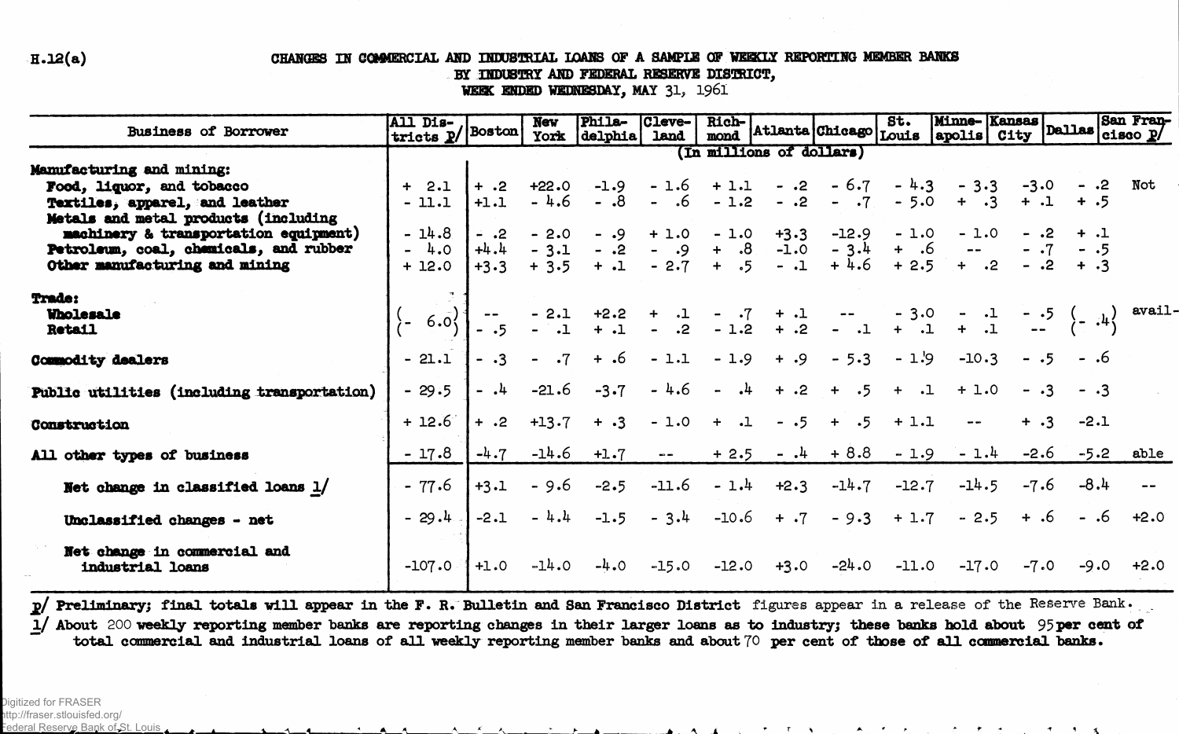H.12(a)

# CHANGES IN COMMERCIAL AND INDUSTRIAL LOANS OF A SAMPLE OF WEEKLY REPORTING MEMBER BANKS BY INDUSTRY AND FEDERAL RESERVE DISTRICT, WEEK ENDED WEDNESDAY, MAY 31, 1961

| Business of Borrower | All Districts p/ | Boston | New York | Philadelphia | Cleveland | Richmond | Atlanta | Chicago | St. Louis | Minneapolis | Kansas City | Dallas | San Francisco p/ |
|---|---|---|---|---|---|---|---|---|---|---|---|---|---|
| | (In millions of dollars) | | | | | | | | | | | | |
| **Manufacturing and mining:** | | | | | | | | | | | | | |
| **Food, liquor, and tobacco** | + 2.1 | + .2 | +22.0 | -1.9 | - 1.6 | + 1.1 | - .2 | - 6.7 | - 4.3 | - 3.3 | -3.0 | - .2 | Not |
| **Textiles, apparel, and leather** | - 11.1 | +1.1 | - 4.6 | - .8 | - .6 | - 1.2 | - .2 | - .7 | - 5.0 | + .3 | + .1 | + .5 | |
| **Metals and metal products (including machinery & transportation equipment)** | - 14.8 | - .2 | - 2.0 | - .9 | + 1.0 | - 1.0 | +3.3 | -12.9 | - 1.0 | - 1.0 | - .2 | + .1 | |
| **Petroleum, coal, chemicals, and rubber** | - 4.0 | +4.4 | - 3.1 | - .2 | - .9 | + .8 | -1.0 | - 3.4 | + .6 | -- | - .7 | - .5 | |
| **Other manufacturing and mining** | + 12.0 | +3.3 | + 3.5 | + .1 | - 2.7 | + .5 | - .1 | + 4.6 | + 2.5 | + .2 | - .2 | + .3 | |
| **Trade:** | | | | | | | | | | | | | |
| **Wholesale** | (- 6.0) | -- | - 2.1 | +2.2 | + .1 | - .7 | + .1 | -- | - 3.0 | - .1 | - .5 | (- .4) | avail- |
| **Retail** | | - .5 | - .1 | + .1 | - .2 | - 1.2 | + .2 | - .1 | + .1 | + .1 | -- | | |
| **Commodity dealers** | - 21.1 | - .3 | - .7 | + .6 | - 1.1 | - 1.9 | + .9 | - 5.3 | - 1.9 | -10.3 | - .5 | - .6 | |
| **Public utilities (including transportation)** | - 29.5 | - .4 | -21.6 | -3.7 | - 4.6 | - .4 | + .2 | + .5 | + .1 | + 1.0 | - .3 | - .3 | |
| **Construction** | + 12.6 | + .2 | +13.7 | + .3 | - 1.0 | + .1 | - .5 | + .5 | + 1.1 | -- | + .3 | -2.1 | |
| **All other types of business** | - 17.8 | -4.7 | -14.6 | +1.7 | -- | + 2.5 | - .4 | + 8.8 | - 1.9 | - 1.4 | -2.6 | -5.2 | able |
| **Net change in classified loans 1/** | - 77.6 | +3.1 | - 9.6 | -2.5 | -11.6 | - 1.4 | +2.3 | -14.7 | -12.7 | -14.5 | -7.6 | -8.4 | -- |
| **Unclassified changes - net** | - 29.4 | -2.1 | - 4.4 | -1.5 | - 3.4 | -10.6 | + .7 | - 9.3 | + 1.7 | - 2.5 | + .6 | - .6 | +2.0 |
| **Net change in commercial and industrial loans** | -107.0 | +1.0 | -14.0 | -4.0 | -15.0 | -12.0 | +3.0 | -24.0 | -11.0 | -17.0 | -7.0 | -9.0 | +2.0 |

p/ Preliminary; final totals will appear in the F. R. Bulletin and San Francisco District figures appear in a release of the Reserve Bank.

1/ About 200 weekly reporting member banks are reporting changes in their larger loans as to industry; these banks hold about 95 per cent of total commercial and industrial loans of all weekly reporting member banks and about 70 per cent of those of all commercial banks.